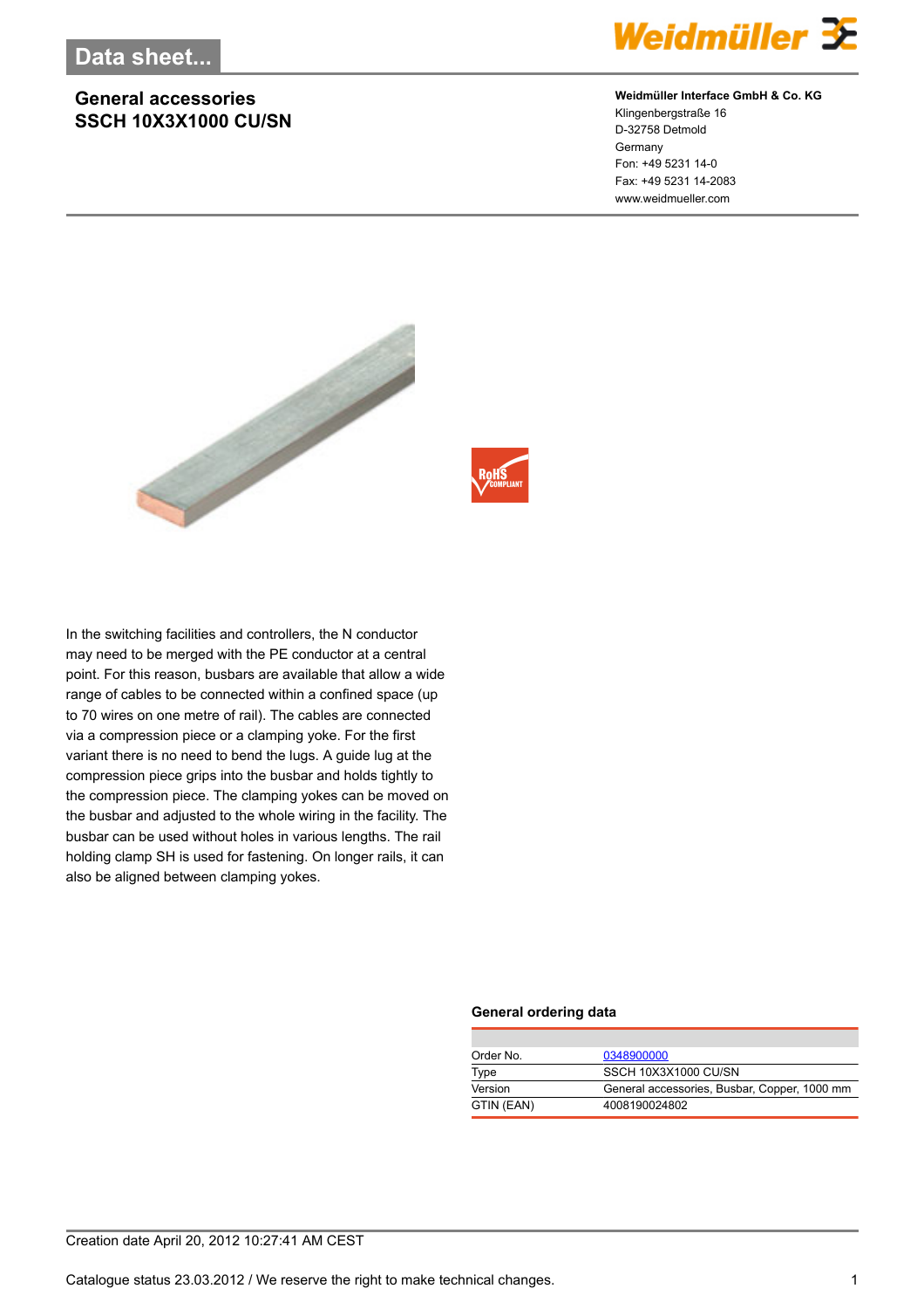# Data sheet...

## General accessories
## SSCH 10X3X1000 CU/SN

**Weidmüller Interface GmbH & Co. KG**
Klingenbergstraße 16
D-32758 Detmold
Germany
Fon: +49 5231 14-0
Fax: +49 5231 14-2083
www.weidmueller.com

In the switching facilities and controllers, the N conductor may need to be merged with the PE conductor at a central point. For this reason, busbars are available that allow a wide range of cables to be connected within a confined space (up to 70 wires on one metre of rail). The cables are connected via a compression piece or a clamping yoke. For the first variant there is no need to bend the lugs. A guide lug at the compression piece grips into the busbar and holds tightly to the compression piece. The clamping yokes can be moved on the busbar and adjusted to the whole wiring in the facility. The busbar can be used without holes in various lengths. The rail holding clamp SH is used for fastening. On longer rails, it can also be aligned between clamping yokes.

### General ordering data

| | |
|---|---|
| Order No. | 0348900000 |
| Type | SSCH 10X3X1000 CU/SN |
| Version | General accessories, Busbar, Copper, 1000 mm |
| GTIN (EAN) | 4008190024802 |

Creation date April 20, 2012 10:27:41 AM CEST

Catalogue status 23.03.2012 / We reserve the right to make technical changes.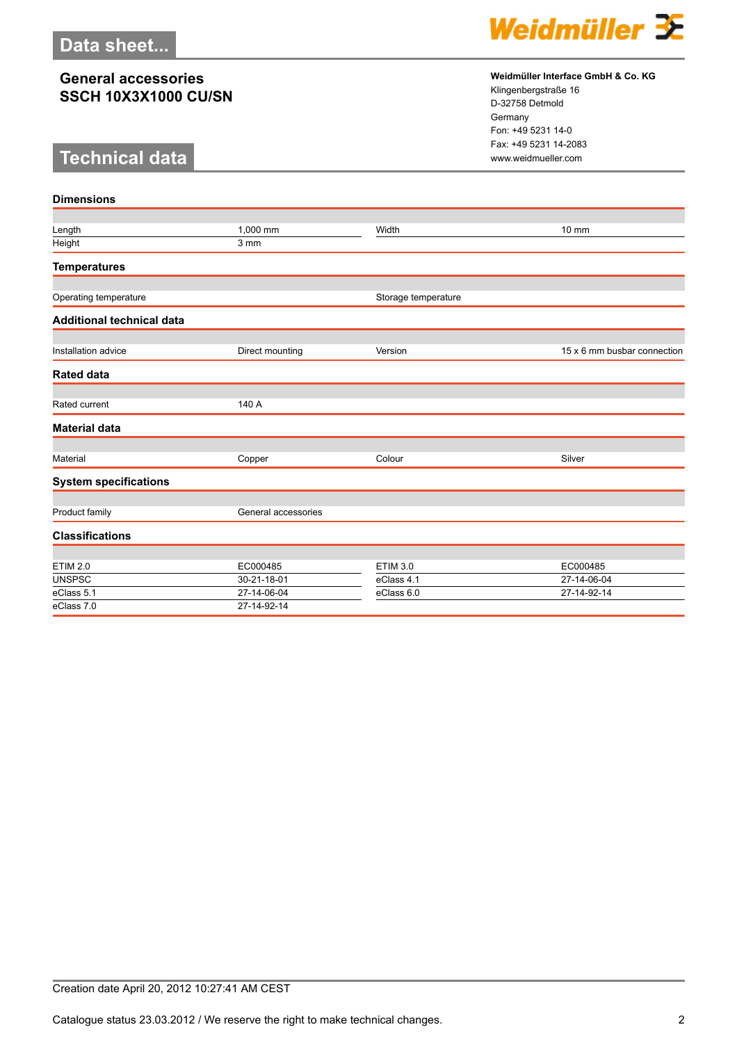# Data sheet...

## General accessories
## SSCH 10X3X1000 CU/SN

**Weidmüller Interface GmbH & Co. KG**
Klingenbergstraße 16
D-32758 Detmold
Germany
Fon: +49 5231 14-0
Fax: +49 5231 14-2083
www.weidmueller.com

# Technical data

### Dimensions

| | | | |
|---|---|---|---|
| Length | 1,000 mm | Width | 10 mm |
| Height | 3 mm | | |

### Temperatures

| | | | |
|---|---|---|---|
| Operating temperature | | Storage temperature | |

### Additional technical data

| | | | |
|---|---|---|---|
| Installation advice | Direct mounting | Version | 15 x 6 mm busbar connection |

### Rated data

| | | | |
|---|---|---|---|
| Rated current | 140 A | | |

### Material data

| | | | |
|---|---|---|---|
| Material | Copper | Colour | Silver |

### System specifications

| | | | |
|---|---|---|---|
| Product family | General accessories | | |

### Classifications

| | | | |
|---|---|---|---|
| ETIM 2.0 | EC000485 | ETIM 3.0 | EC000485 |
| UNSPSC | 30-21-18-01 | eClass 4.1 | 27-14-06-04 |
| eClass 5.1 | 27-14-06-04 | eClass 6.0 | 27-14-92-14 |
| eClass 7.0 | 27-14-92-14 | | |

Creation date April 20, 2012 10:27:41 AM CEST

Catalogue status 23.03.2012 / We reserve the right to make technical changes.